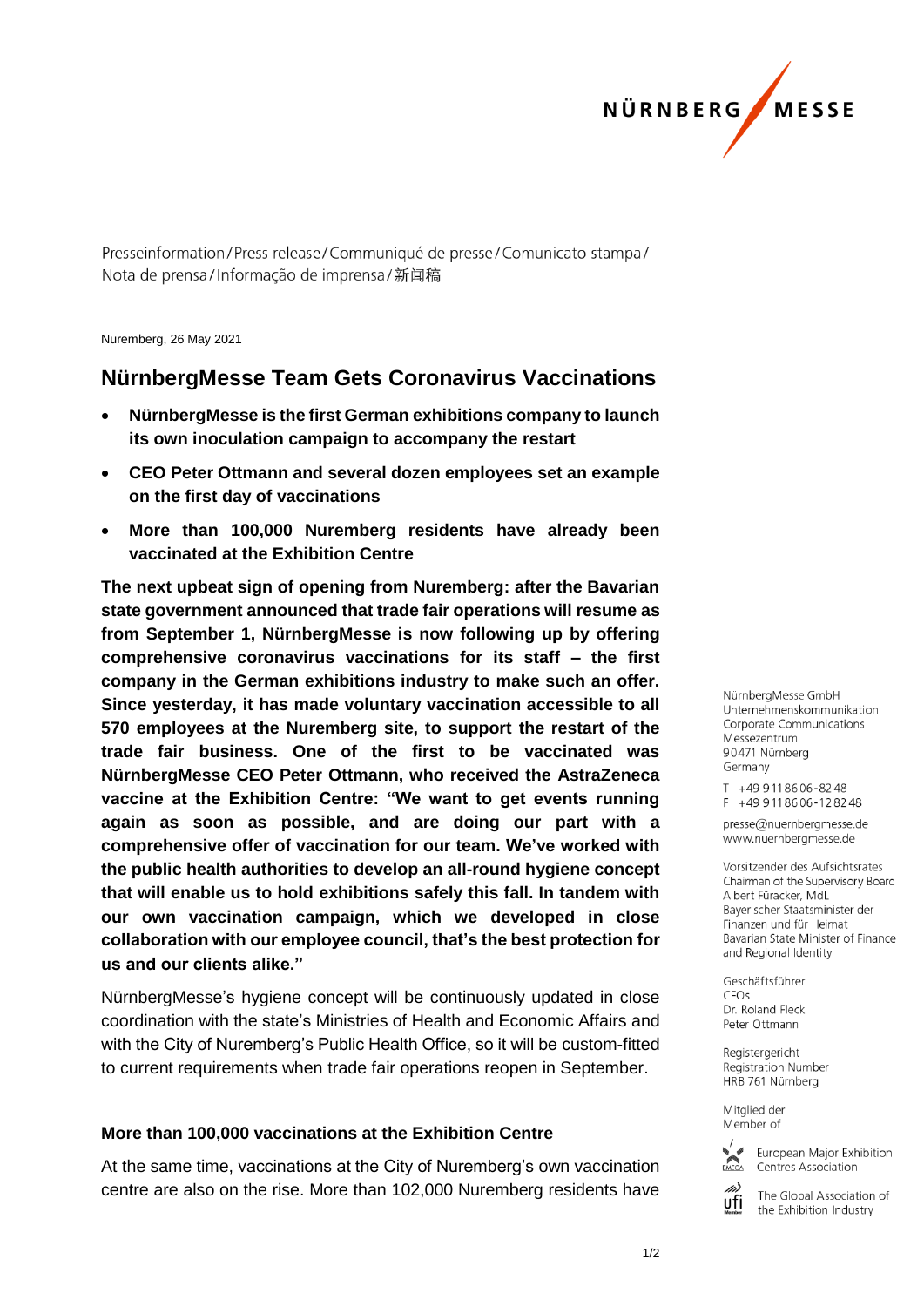Presseinformation / Press release / Communiqué de presse / Comunicato stampa / Nota de prensa / Informação de imprensa / 新闻稿

Nuremberg, 26 May 2021

# NürnbergMesse Team Gets Coronavirus Vaccinations

- **NürnbergMesse is the first German exhibitions company to launch its own inoculation campaign to accompany the restart**
- **CEO Peter Ottmann and several dozen employees set an example on the first day of vaccinations**
- **More than 100,000 Nuremberg residents have already been vaccinated at the Exhibition Centre**

**The next upbeat sign of opening from Nuremberg: after the Bavarian state government announced that trade fair operations will resume as from September 1, NürnbergMesse is now following up by offering comprehensive coronavirus vaccinations for its staff – the first company in the German exhibitions industry to make such an offer. Since yesterday, it has made voluntary vaccination accessible to all 570 employees at the Nuremberg site, to support the restart of the trade fair business. One of the first to be vaccinated was NürnbergMesse CEO Peter Ottmann, who received the AstraZeneca vaccine at the Exhibition Centre: "We want to get events running again as soon as possible, and are doing our part with a comprehensive offer of vaccination for our team. We've worked with the public health authorities to develop an all-round hygiene concept that will enable us to hold exhibitions safely this fall. In tandem with our own vaccination campaign, which we developed in close collaboration with our employee council, that's the best protection for us and our clients alike."**

NürnbergMesse's hygiene concept will be continuously updated in close coordination with the state's Ministries of Health and Economic Affairs and with the City of Nuremberg's Public Health Office, so it will be custom-fitted to current requirements when trade fair operations reopen in September.

## More than 100,000 vaccinations at the Exhibition Centre

At the same time, vaccinations at the City of Nuremberg's own vaccination centre are also on the rise. More than 102,000 Nuremberg residents have

NürnbergMesse GmbH
Unternehmenskommunikation
Corporate Communications
Messezentrum
90471 Nürnberg
Germany

T +49 9 11 86 06-82 48
F +49 9 11 86 06-12 82 48

presse@nuernbergmesse.de
www.nuernbergmesse.de

Vorsitzender des Aufsichtsrates
Chairman of the Supervisory Board
Albert Füracker, MdL
Bayerischer Staatsminister der Finanzen und für Heimat
Bavarian State Minister of Finance and Regional Identity

Geschäftsführer
CEOs
Dr. Roland Fleck
Peter Ottmann

Registergericht
Registration Number
HRB 761 Nürnberg

Mitglied der
Member of

European Major Exhibition Centres Association

The Global Association of the Exhibition Industry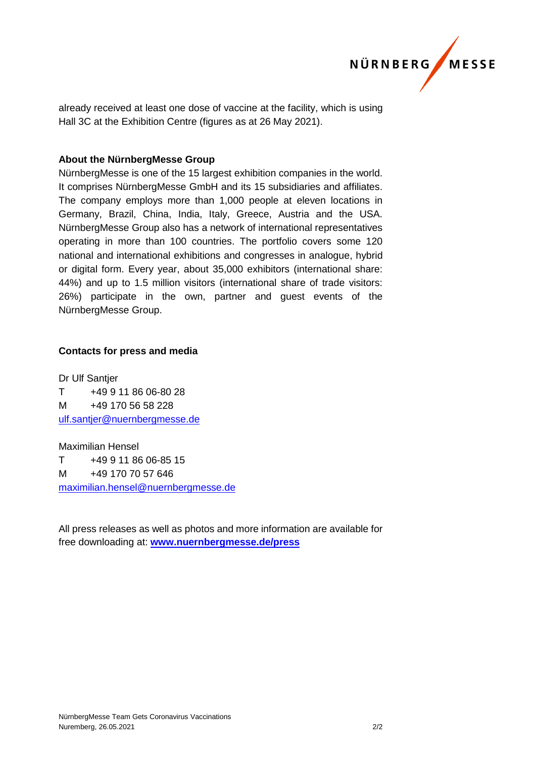already received at least one dose of vaccine at the facility, which is using Hall 3C at the Exhibition Centre (figures as at 26 May 2021).

**About the NürnbergMesse Group**

NürnbergMesse is one of the 15 largest exhibition companies in the world. It comprises NürnbergMesse GmbH and its 15 subsidiaries and affiliates. The company employs more than 1,000 people at eleven locations in Germany, Brazil, China, India, Italy, Greece, Austria and the USA. NürnbergMesse Group also has a network of international representatives operating in more than 100 countries. The portfolio covers some 120 national and international exhibitions and congresses in analogue, hybrid or digital form. Every year, about 35,000 exhibitors (international share: 44%) and up to 1.5 million visitors (international share of trade visitors: 26%) participate in the own, partner and guest events of the NürnbergMesse Group.

**Contacts for press and media**

Dr Ulf Santjer
T +49 9 11 86 06-80 28
M +49 170 56 58 228
ulf.santjer@nuernbergmesse.de

Maximilian Hensel
T +49 9 11 86 06-85 15
M +49 170 70 57 646
maximilian.hensel@nuernbergmesse.de

All press releases as well as photos and more information are available for free downloading at: **www.nuernbergmesse.de/press**